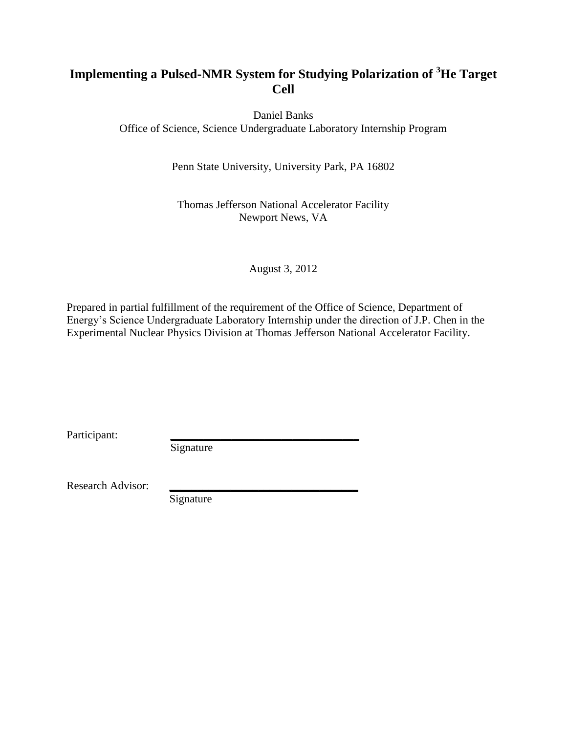# Implementing a Pulsed-NMR System for Studying Polarization of $^3$He Target Cell

Daniel Banks
Office of Science, Science Undergraduate Laboratory Internship Program

Penn State University, University Park, PA 16802

Thomas Jefferson National Accelerator Facility
Newport News, VA

August 3, 2012

Prepared in partial fulfillment of the requirement of the Office of Science, Department of Energy's Science Undergraduate Laboratory Internship under the direction of J.P. Chen in the Experimental Nuclear Physics Division at Thomas Jefferson National Accelerator Facility.

Participant: ________________________________
Signature

Research Advisor: ________________________________
Signature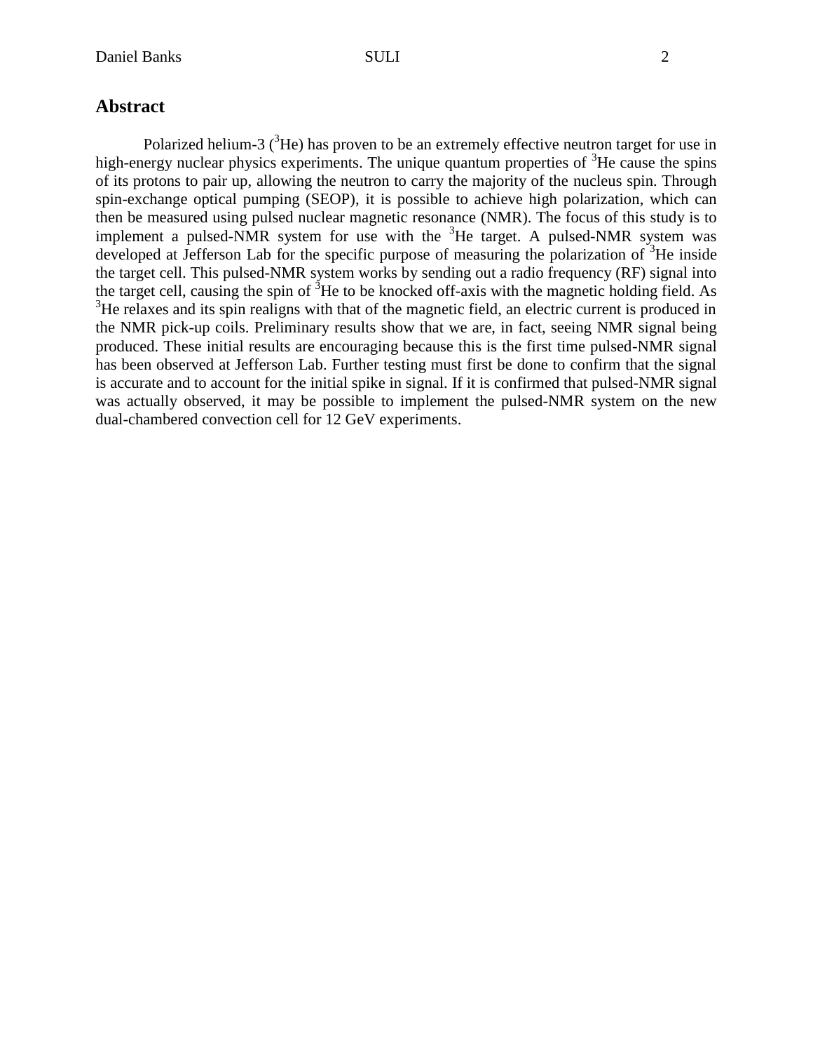## Abstract

Polarized helium-3 ($^3$He) has proven to be an extremely effective neutron target for use in high-energy nuclear physics experiments. The unique quantum properties of $^3$He cause the spins of its protons to pair up, allowing the neutron to carry the majority of the nucleus spin. Through spin-exchange optical pumping (SEOP), it is possible to achieve high polarization, which can then be measured using pulsed nuclear magnetic resonance (NMR). The focus of this study is to implement a pulsed-NMR system for use with the $^3$He target. A pulsed-NMR system was developed at Jefferson Lab for the specific purpose of measuring the polarization of $^3$He inside the target cell. This pulsed-NMR system works by sending out a radio frequency (RF) signal into the target cell, causing the spin of $^3$He to be knocked off-axis with the magnetic holding field. As $^3$He relaxes and its spin realigns with that of the magnetic field, an electric current is produced in the NMR pick-up coils. Preliminary results show that we are, in fact, seeing NMR signal being produced. These initial results are encouraging because this is the first time pulsed-NMR signal has been observed at Jefferson Lab. Further testing must first be done to confirm that the signal is accurate and to account for the initial spike in signal. If it is confirmed that pulsed-NMR signal was actually observed, it may be possible to implement the pulsed-NMR system on the new dual-chambered convection cell for 12 GeV experiments.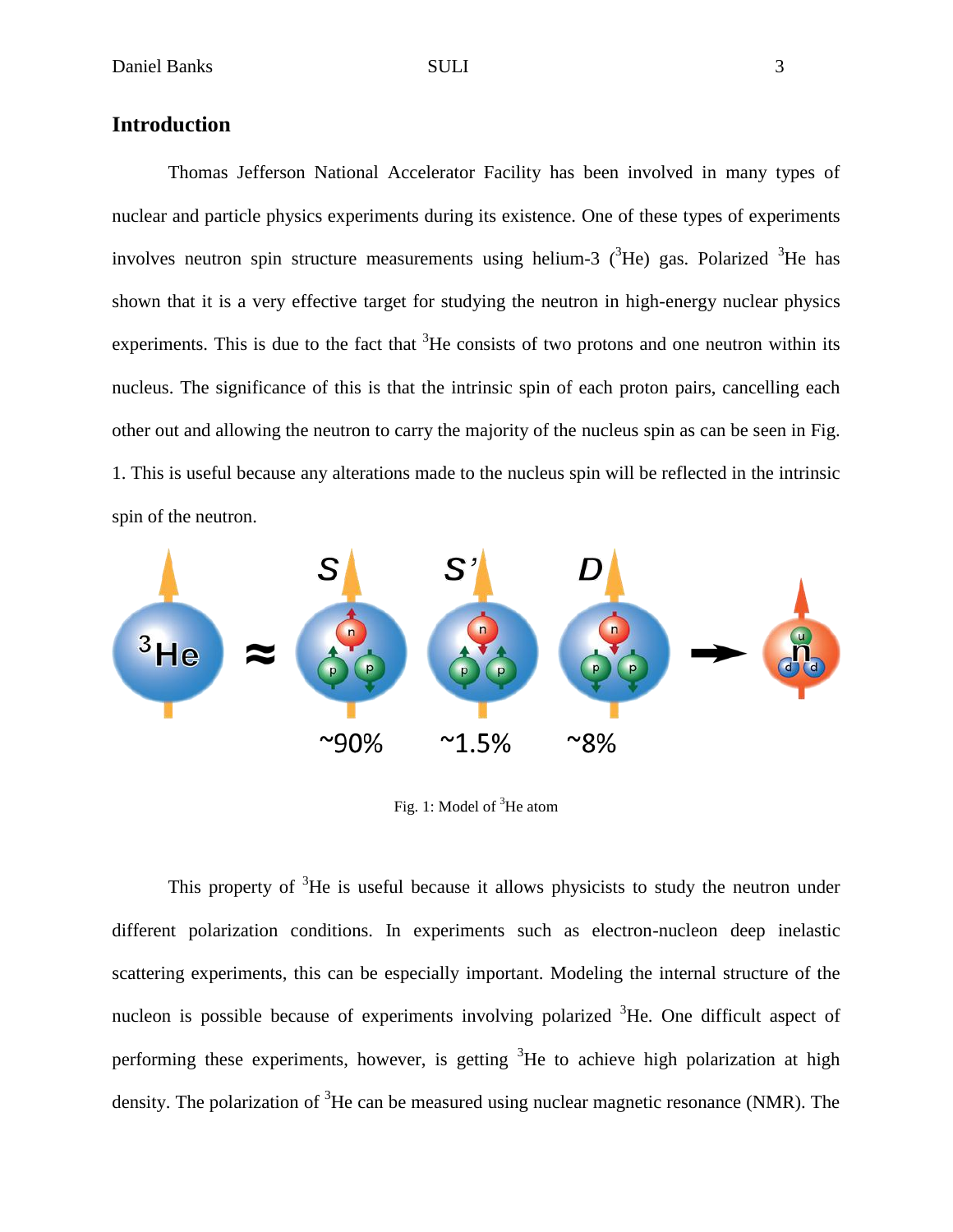## Introduction

Thomas Jefferson National Accelerator Facility has been involved in many types of nuclear and particle physics experiments during its existence. One of these types of experiments involves neutron spin structure measurements using helium-3 ($^3$He) gas. Polarized $^3$He has shown that it is a very effective target for studying the neutron in high-energy nuclear physics experiments. This is due to the fact that $^3$He consists of two protons and one neutron within its nucleus. The significance of this is that the intrinsic spin of each proton pairs, cancelling each other out and allowing the neutron to carry the majority of the nucleus spin as can be seen in Fig. 1. This is useful because any alterations made to the nucleus spin will be reflected in the intrinsic spin of the neutron.

Fig. 1: Model of $^3$He atom

This property of $^3$He is useful because it allows physicists to study the neutron under different polarization conditions. In experiments such as electron-nucleon deep inelastic scattering experiments, this can be especially important. Modeling the internal structure of the nucleon is possible because of experiments involving polarized $^3$He. One difficult aspect of performing these experiments, however, is getting $^3$He to achieve high polarization at high density. The polarization of $^3$He can be measured using nuclear magnetic resonance (NMR). The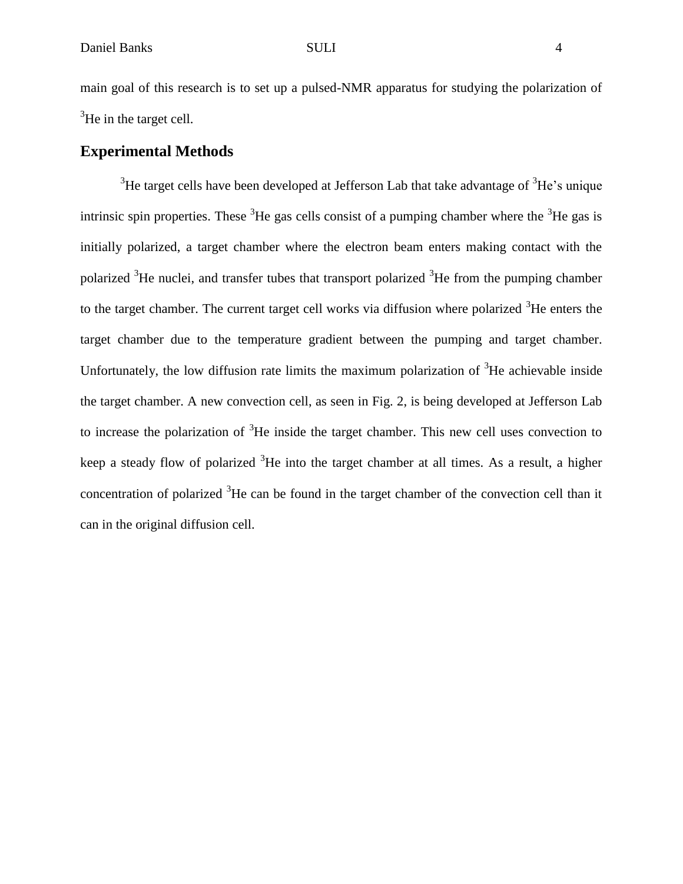main goal of this research is to set up a pulsed-NMR apparatus for studying the polarization of $^{3}$He in the target cell.

## Experimental Methods

$^{3}$He target cells have been developed at Jefferson Lab that take advantage of $^{3}$He's unique intrinsic spin properties. These $^{3}$He gas cells consist of a pumping chamber where the $^{3}$He gas is initially polarized, a target chamber where the electron beam enters making contact with the polarized $^{3}$He nuclei, and transfer tubes that transport polarized $^{3}$He from the pumping chamber to the target chamber. The current target cell works via diffusion where polarized $^{3}$He enters the target chamber due to the temperature gradient between the pumping and target chamber. Unfortunately, the low diffusion rate limits the maximum polarization of $^{3}$He achievable inside the target chamber. A new convection cell, as seen in Fig. 2, is being developed at Jefferson Lab to increase the polarization of $^{3}$He inside the target chamber. This new cell uses convection to keep a steady flow of polarized $^{3}$He into the target chamber at all times. As a result, a higher concentration of polarized $^{3}$He can be found in the target chamber of the convection cell than it can in the original diffusion cell.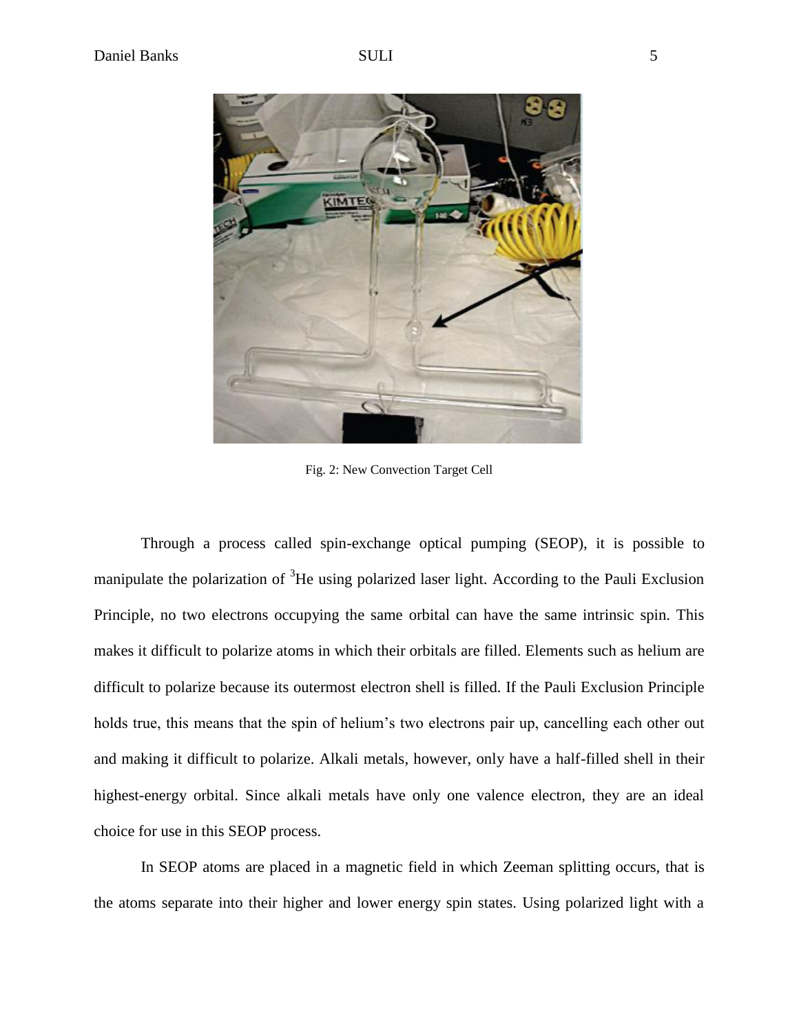Fig. 2: New Convection Target Cell

Through a process called spin-exchange optical pumping (SEOP), it is possible to manipulate the polarization of $^3$He using polarized laser light. According to the Pauli Exclusion Principle, no two electrons occupying the same orbital can have the same intrinsic spin. This makes it difficult to polarize atoms in which their orbitals are filled. Elements such as helium are difficult to polarize because its outermost electron shell is filled. If the Pauli Exclusion Principle holds true, this means that the spin of helium's two electrons pair up, cancelling each other out and making it difficult to polarize. Alkali metals, however, only have a half-filled shell in their highest-energy orbital. Since alkali metals have only one valence electron, they are an ideal choice for use in this SEOP process.

In SEOP atoms are placed in a magnetic field in which Zeeman splitting occurs, that is the atoms separate into their higher and lower energy spin states. Using polarized light with a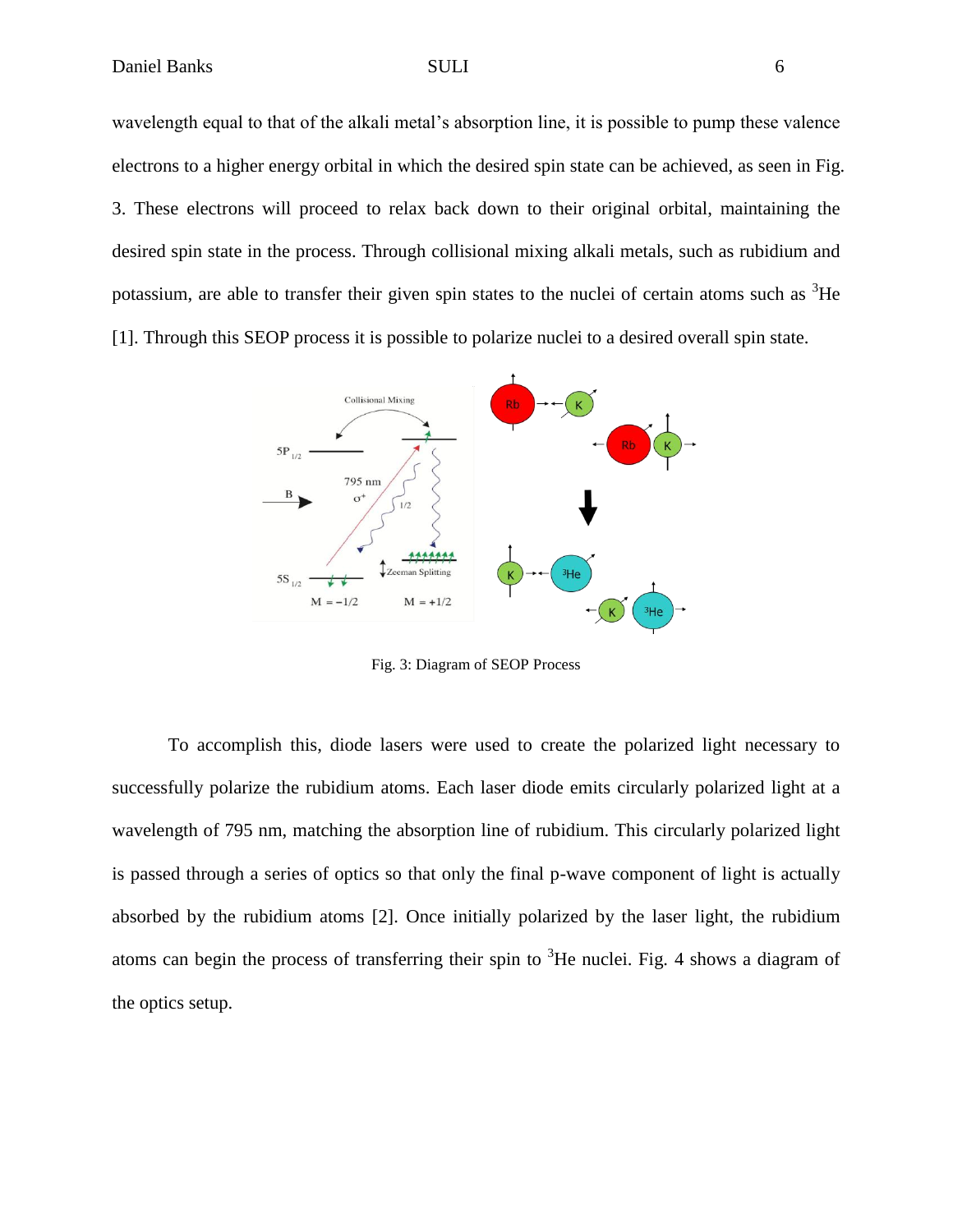wavelength equal to that of the alkali metal's absorption line, it is possible to pump these valence electrons to a higher energy orbital in which the desired spin state can be achieved, as seen in Fig. 3. These electrons will proceed to relax back down to their original orbital, maintaining the desired spin state in the process. Through collisional mixing alkali metals, such as rubidium and potassium, are able to transfer their given spin states to the nuclei of certain atoms such as $^{3}$He [1]. Through this SEOP process it is possible to polarize nuclei to a desired overall spin state.

Fig. 3: Diagram of SEOP Process

To accomplish this, diode lasers were used to create the polarized light necessary to successfully polarize the rubidium atoms. Each laser diode emits circularly polarized light at a wavelength of 795 nm, matching the absorption line of rubidium. This circularly polarized light is passed through a series of optics so that only the final p-wave component of light is actually absorbed by the rubidium atoms [2]. Once initially polarized by the laser light, the rubidium atoms can begin the process of transferring their spin to $^{3}$He nuclei. Fig. 4 shows a diagram of the optics setup.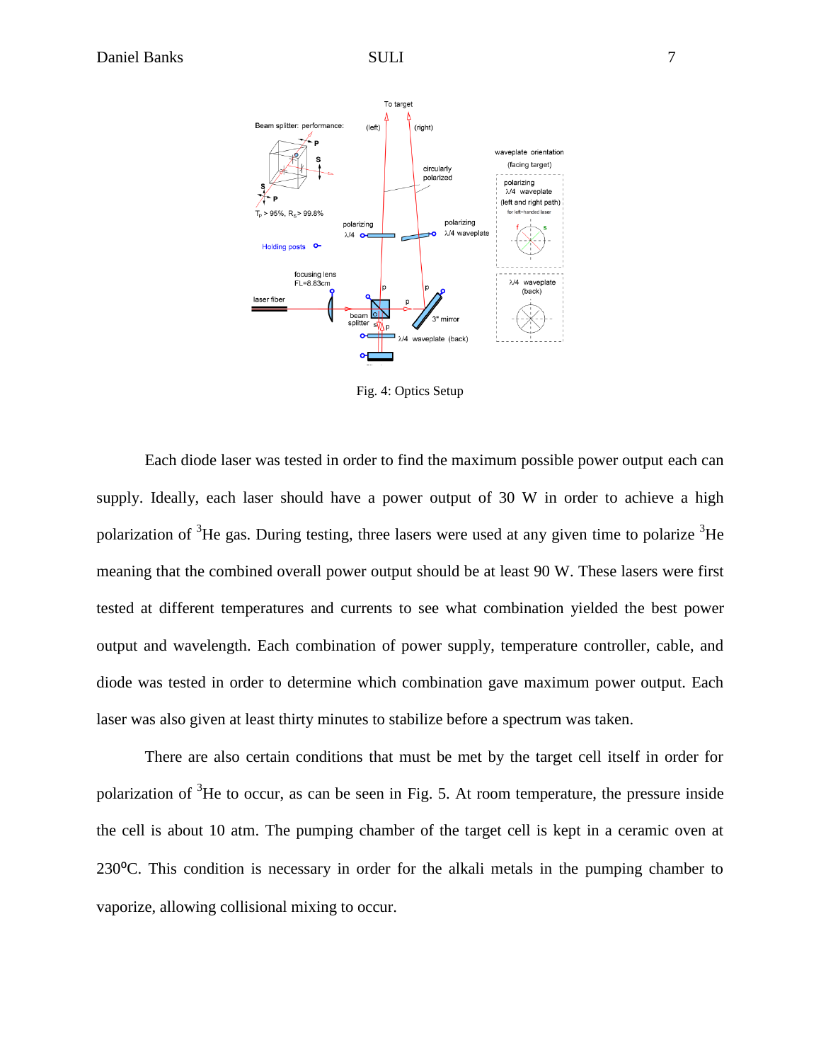Fig. 4: Optics Setup

Each diode laser was tested in order to find the maximum possible power output each can supply. Ideally, each laser should have a power output of 30 W in order to achieve a high polarization of $^3$He gas. During testing, three lasers were used at any given time to polarize $^3$He meaning that the combined overall power output should be at least 90 W. These lasers were first tested at different temperatures and currents to see what combination yielded the best power output and wavelength. Each combination of power supply, temperature controller, cable, and diode was tested in order to determine which combination gave maximum power output. Each laser was also given at least thirty minutes to stabilize before a spectrum was taken.

There are also certain conditions that must be met by the target cell itself in order for polarization of $^3$He to occur, as can be seen in Fig. 5. At room temperature, the pressure inside the cell is about 10 atm. The pumping chamber of the target cell is kept in a ceramic oven at 230ºC. This condition is necessary in order for the alkali metals in the pumping chamber to vaporize, allowing collisional mixing to occur.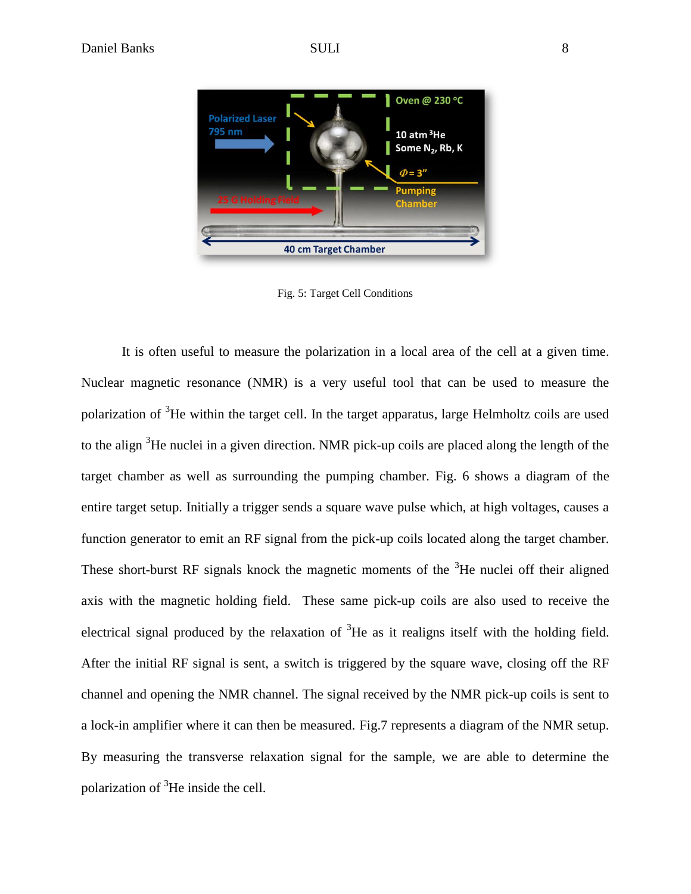Fig. 5: Target Cell Conditions

It is often useful to measure the polarization in a local area of the cell at a given time. Nuclear magnetic resonance (NMR) is a very useful tool that can be used to measure the polarization of $^{3}$He within the target cell. In the target apparatus, large Helmholtz coils are used to the align $^{3}$He nuclei in a given direction. NMR pick-up coils are placed along the length of the target chamber as well as surrounding the pumping chamber. Fig. 6 shows a diagram of the entire target setup. Initially a trigger sends a square wave pulse which, at high voltages, causes a function generator to emit an RF signal from the pick-up coils located along the target chamber. These short-burst RF signals knock the magnetic moments of the $^{3}$He nuclei off their aligned axis with the magnetic holding field. These same pick-up coils are also used to receive the electrical signal produced by the relaxation of $^{3}$He as it realigns itself with the holding field. After the initial RF signal is sent, a switch is triggered by the square wave, closing off the RF channel and opening the NMR channel. The signal received by the NMR pick-up coils is sent to a lock-in amplifier where it can then be measured. Fig.7 represents a diagram of the NMR setup. By measuring the transverse relaxation signal for the sample, we are able to determine the polarization of $^{3}$He inside the cell.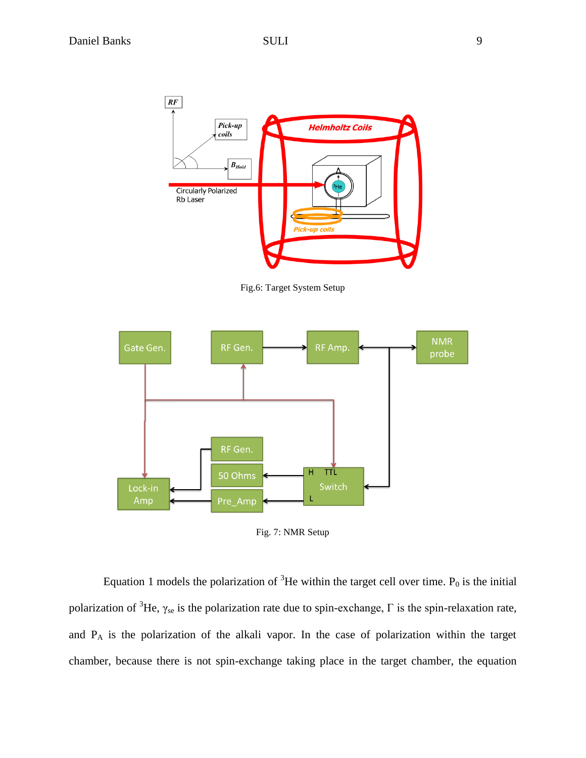Fig.6: Target System Setup

Fig. 7: NMR Setup

Equation 1 models the polarization of $^3$He within the target cell over time. $P_0$ is the initial polarization of $^3$He, $\gamma_{se}$ is the polarization rate due to spin-exchange, $\Gamma$ is the spin-relaxation rate, and $P_A$ is the polarization of the alkali vapor. In the case of polarization within the target chamber, because there is not spin-exchange taking place in the target chamber, the equation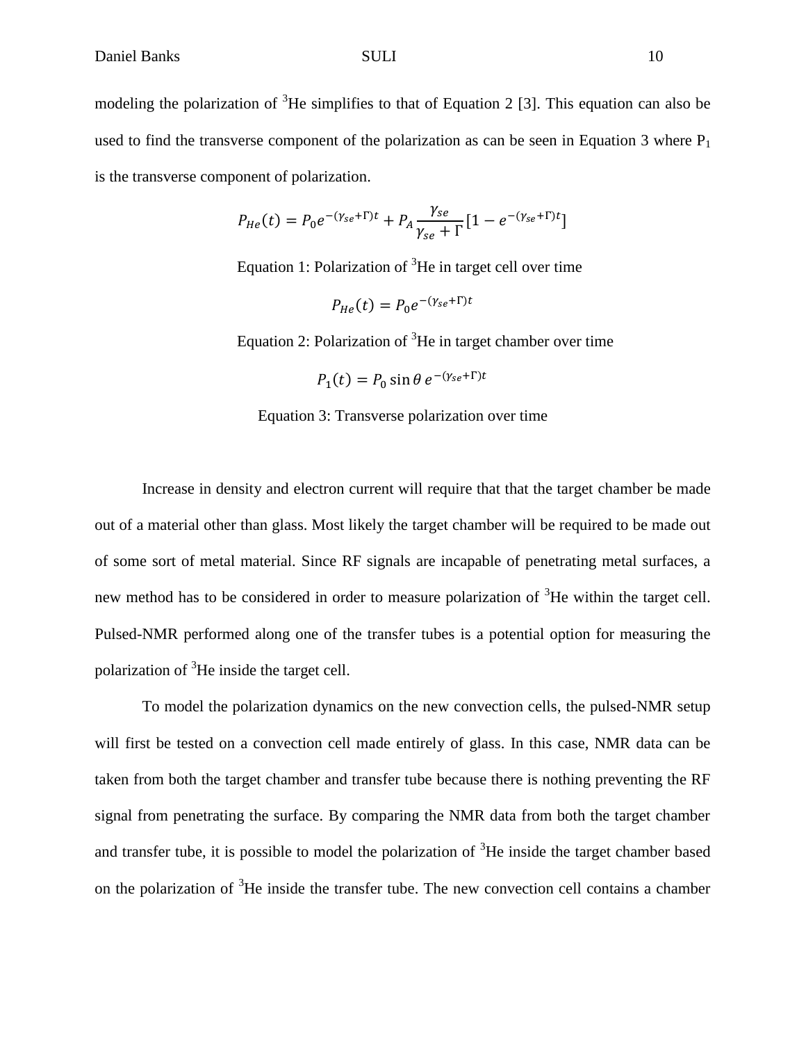modeling the polarization of $^3$He simplifies to that of Equation 2 [3]. This equation can also be used to find the transverse component of the polarization as can be seen in Equation 3 where $P_1$ is the transverse component of polarization.

$$P_{He}(t) = P_0 e^{-(\gamma_{se}+\Gamma)t} + P_A \frac{\gamma_{se}}{\gamma_{se}+\Gamma}\left[1 - e^{-(\gamma_{se}+\Gamma)t}\right]$$

Equation 1: Polarization of $^3$He in target cell over time

$$P_{He}(t) = P_0 e^{-(\gamma_{se}+\Gamma)t}$$

Equation 2: Polarization of $^3$He in target chamber over time

$$P_1(t) = P_0 \sin\theta \, e^{-(\gamma_{se}+\Gamma)t}$$

Equation 3: Transverse polarization over time

Increase in density and electron current will require that that the target chamber be made out of a material other than glass. Most likely the target chamber will be required to be made out of some sort of metal material. Since RF signals are incapable of penetrating metal surfaces, a new method has to be considered in order to measure polarization of $^3$He within the target cell. Pulsed-NMR performed along one of the transfer tubes is a potential option for measuring the polarization of $^3$He inside the target cell.

To model the polarization dynamics on the new convection cells, the pulsed-NMR setup will first be tested on a convection cell made entirely of glass. In this case, NMR data can be taken from both the target chamber and transfer tube because there is nothing preventing the RF signal from penetrating the surface. By comparing the NMR data from both the target chamber and transfer tube, it is possible to model the polarization of $^3$He inside the target chamber based on the polarization of $^3$He inside the transfer tube. The new convection cell contains a chamber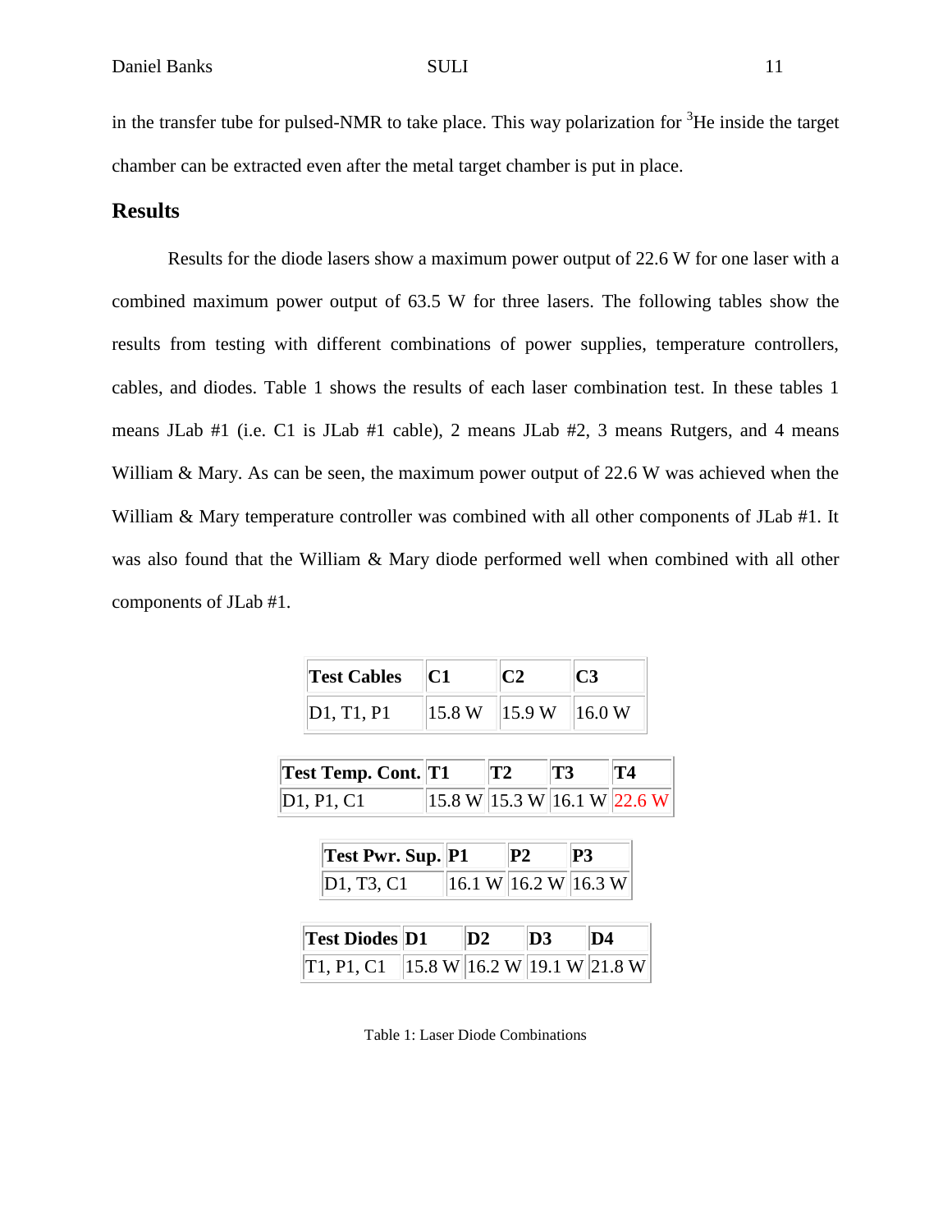in the transfer tube for pulsed-NMR to take place. This way polarization for $^3$He inside the target chamber can be extracted even after the metal target chamber is put in place.

## Results

Results for the diode lasers show a maximum power output of 22.6 W for one laser with a combined maximum power output of 63.5 W for three lasers. The following tables show the results from testing with different combinations of power supplies, temperature controllers, cables, and diodes. Table 1 shows the results of each laser combination test. In these tables 1 means JLab #1 (i.e. C1 is JLab #1 cable), 2 means JLab #2, 3 means Rutgers, and 4 means William & Mary. As can be seen, the maximum power output of 22.6 W was achieved when the William & Mary temperature controller was combined with all other components of JLab #1. It was also found that the William & Mary diode performed well when combined with all other components of JLab #1.

| **Test Cables** | **C1** | **C2** | **C3** |
|---|---|---|---|
| D1, T1, P1 | 15.8 W | 15.9 W | 16.0 W |

| **Test Temp. Cont.** | **T1** | **T2** | **T3** | **T4** |
|---|---|---|---|---|
| D1, P1, C1 | 15.8 W | 15.3 W | 16.1 W | 22.6 W |

| **Test Pwr. Sup.** | **P1** | **P2** | **P3** |
|---|---|---|---|
| D1, T3, C1 | 16.1 W | 16.2 W | 16.3 W |

| **Test Diodes** | **D1** | **D2** | **D3** | **D4** |
|---|---|---|---|---|
| T1, P1, C1 | 15.8 W | 16.2 W | 19.1 W | 21.8 W |

Table 1: Laser Diode Combinations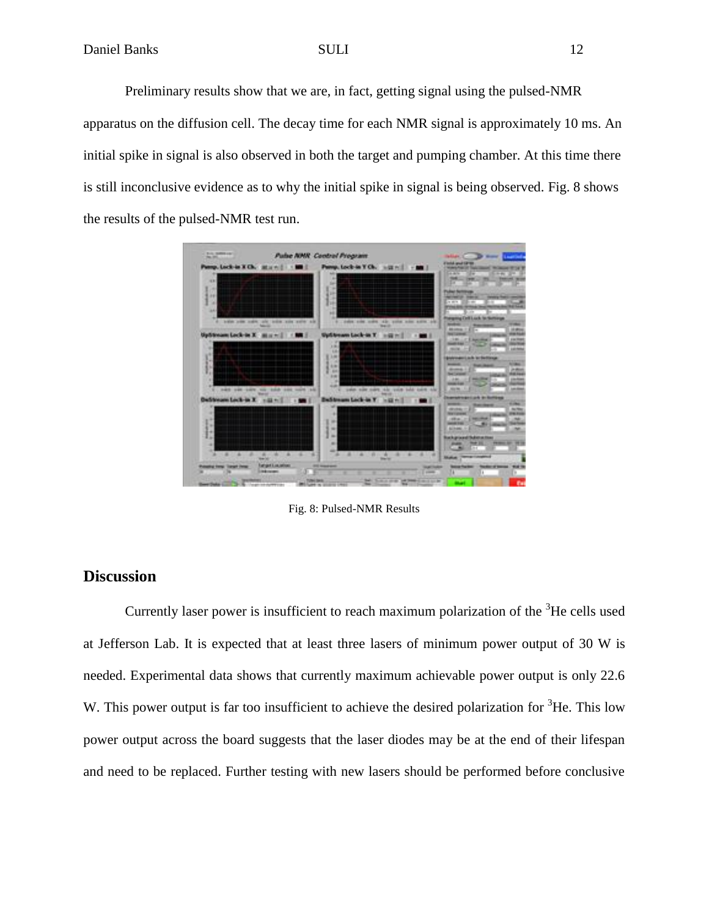Preliminary results show that we are, in fact, getting signal using the pulsed-NMR apparatus on the diffusion cell. The decay time for each NMR signal is approximately 10 ms. An initial spike in signal is also observed in both the target and pumping chamber. At this time there is still inconclusive evidence as to why the initial spike in signal is being observed. Fig. 8 shows the results of the pulsed-NMR test run.

Fig. 8: Pulsed-NMR Results

## Discussion

Currently laser power is insufficient to reach maximum polarization of the $^3$He cells used at Jefferson Lab. It is expected that at least three lasers of minimum power output of 30 W is needed. Experimental data shows that currently maximum achievable power output is only 22.6 W. This power output is far too insufficient to achieve the desired polarization for $^3$He. This low power output across the board suggests that the laser diodes may be at the end of their lifespan and need to be replaced. Further testing with new lasers should be performed before conclusive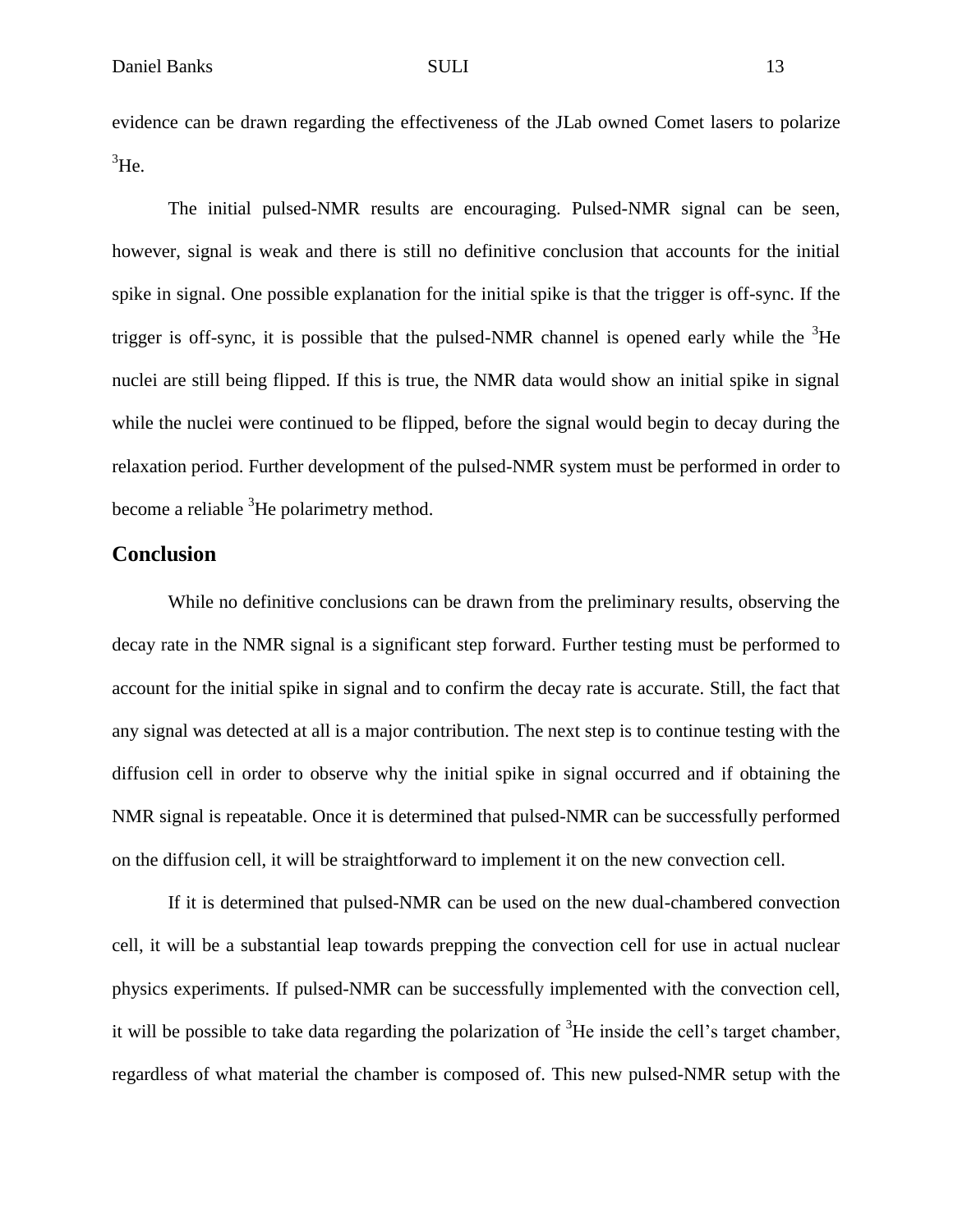evidence can be drawn regarding the effectiveness of the JLab owned Comet lasers to polarize $^3$He.

The initial pulsed-NMR results are encouraging. Pulsed-NMR signal can be seen, however, signal is weak and there is still no definitive conclusion that accounts for the initial spike in signal. One possible explanation for the initial spike is that the trigger is off-sync. If the trigger is off-sync, it is possible that the pulsed-NMR channel is opened early while the $^3$He nuclei are still being flipped. If this is true, the NMR data would show an initial spike in signal while the nuclei were continued to be flipped, before the signal would begin to decay during the relaxation period. Further development of the pulsed-NMR system must be performed in order to become a reliable $^3$He polarimetry method.

## Conclusion

While no definitive conclusions can be drawn from the preliminary results, observing the decay rate in the NMR signal is a significant step forward. Further testing must be performed to account for the initial spike in signal and to confirm the decay rate is accurate. Still, the fact that any signal was detected at all is a major contribution. The next step is to continue testing with the diffusion cell in order to observe why the initial spike in signal occurred and if obtaining the NMR signal is repeatable. Once it is determined that pulsed-NMR can be successfully performed on the diffusion cell, it will be straightforward to implement it on the new convection cell.

If it is determined that pulsed-NMR can be used on the new dual-chambered convection cell, it will be a substantial leap towards prepping the convection cell for use in actual nuclear physics experiments. If pulsed-NMR can be successfully implemented with the convection cell, it will be possible to take data regarding the polarization of $^3$He inside the cell's target chamber, regardless of what material the chamber is composed of. This new pulsed-NMR setup with the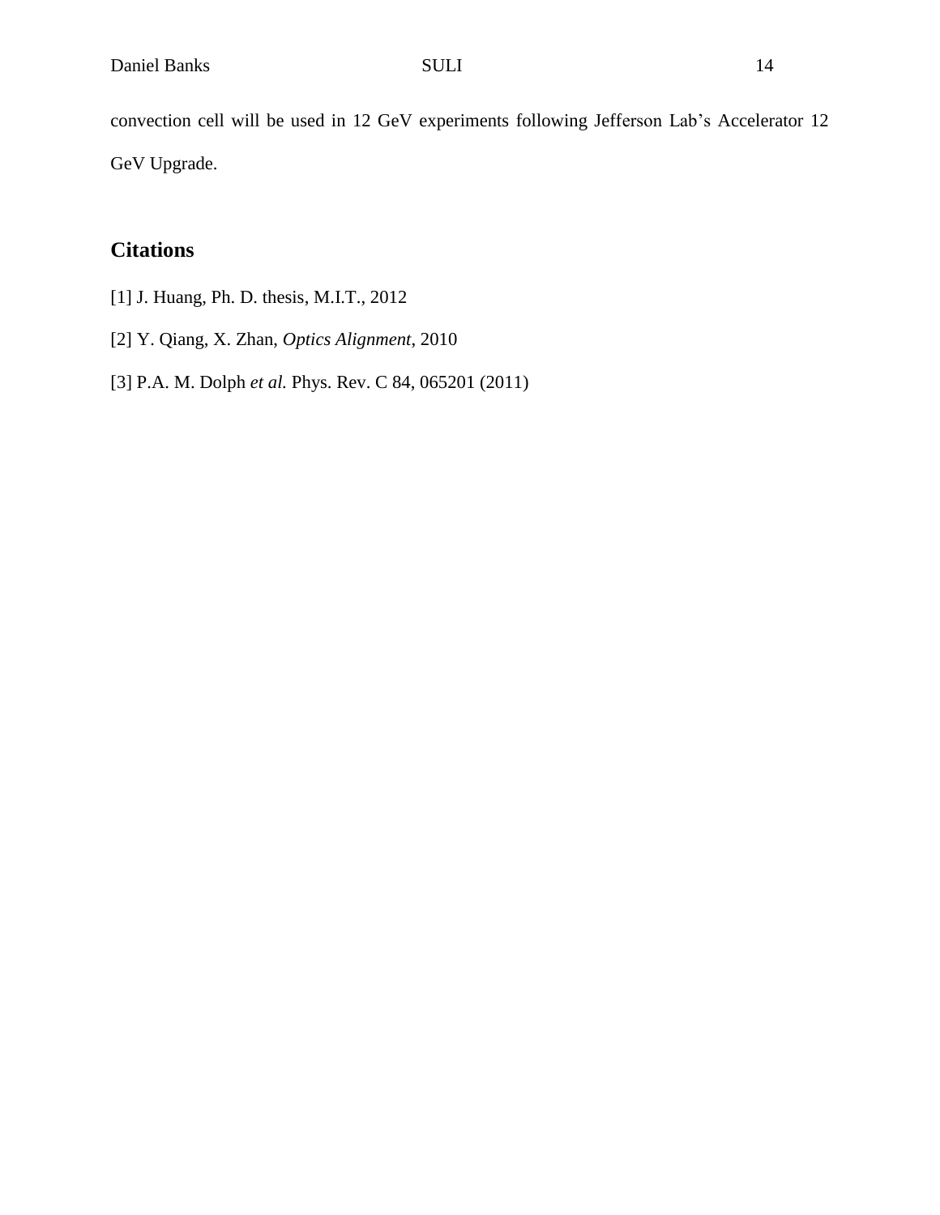convection cell will be used in 12 GeV experiments following Jefferson Lab's Accelerator 12 GeV Upgrade.

## Citations

[1] J. Huang, Ph. D. thesis, M.I.T., 2012

[2] Y. Qiang, X. Zhan, *Optics Alignment*, 2010

[3] P.A. M. Dolph *et al.* Phys. Rev. C 84, 065201 (2011)